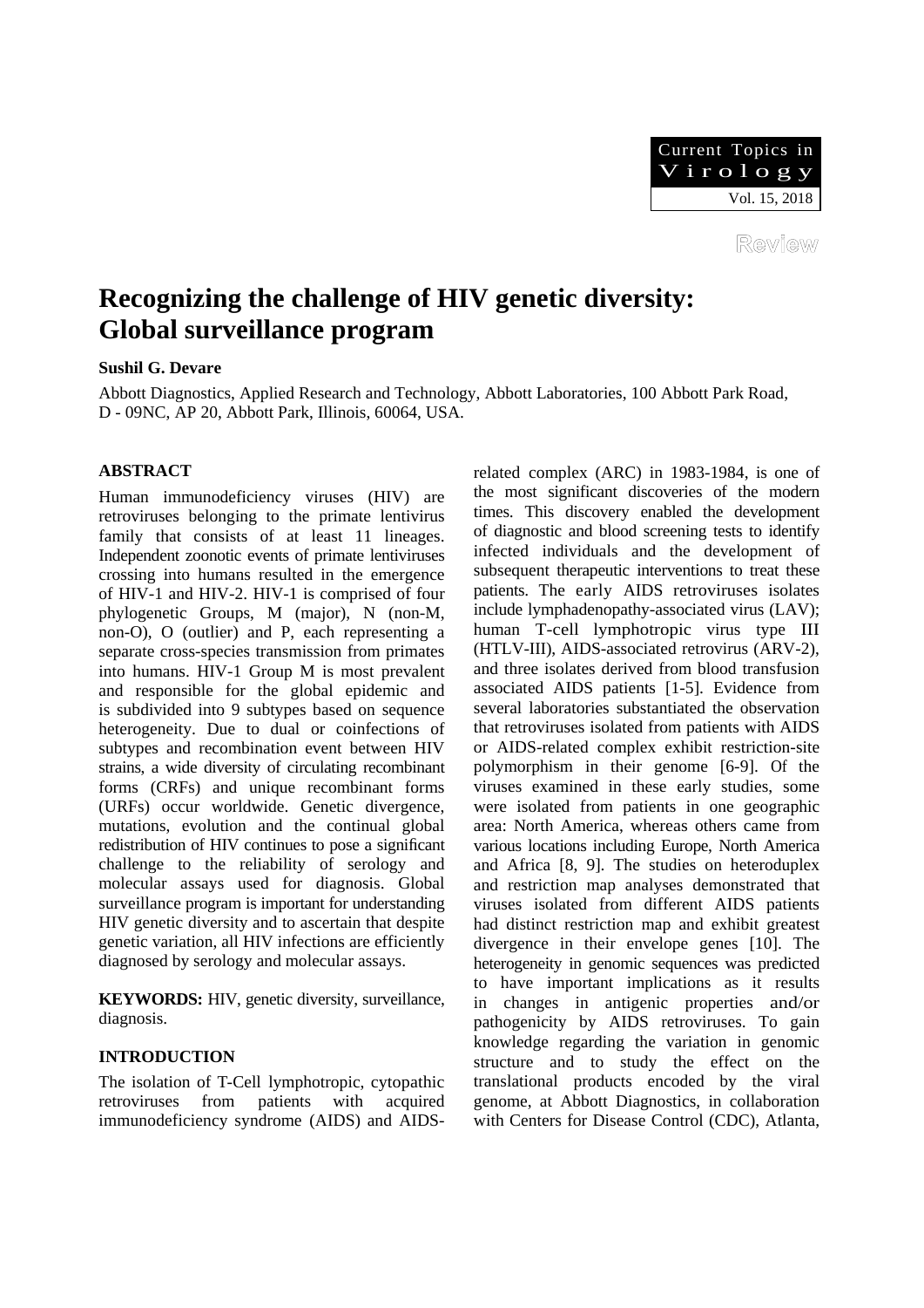# Recognizing the challenge of HIV genetic diversity: Global surveillance program

**Sushil G. Devare**

Abbott Diagnostics, Applied Research and Technology, Abbott Laboratories, 100 Abbott Park Road, D - 09NC, AP 20, Abbott Park, Illinois, 60064, USA.

## ABSTRACT

Human immunodeficiency viruses (HIV) are retroviruses belonging to the primate lentivirus family that consists of at least 11 lineages. Independent zoonotic events of primate lentiviruses crossing into humans resulted in the emergence of HIV-1 and HIV-2. HIV-1 is comprised of four phylogenetic Groups, M (major), N (non-M, non-O), O (outlier) and P, each representing a separate cross-species transmission from primates into humans. HIV-1 Group M is most prevalent and responsible for the global epidemic and is subdivided into 9 subtypes based on sequence heterogeneity. Due to dual or coinfections of subtypes and recombination event between HIV strains, a wide diversity of circulating recombinant forms (CRFs) and unique recombinant forms (URFs) occur worldwide. Genetic divergence, mutations, evolution and the continual global redistribution of HIV continues to pose a significant challenge to the reliability of serology and molecular assays used for diagnosis. Global surveillance program is important for understanding HIV genetic diversity and to ascertain that despite genetic variation, all HIV infections are efficiently diagnosed by serology and molecular assays.

**KEYWORDS:** HIV, genetic diversity, surveillance, diagnosis.

## INTRODUCTION

The isolation of T-Cell lymphotropic, cytopathic retroviruses from patients with acquired immunodeficiency syndrome (AIDS) and AIDS-related complex (ARC) in 1983-1984, is one of the most significant discoveries of the modern times. This discovery enabled the development of diagnostic and blood screening tests to identify infected individuals and the development of subsequent therapeutic interventions to treat these patients. The early AIDS retroviruses isolates include lymphadenopathy-associated virus (LAV); human T-cell lymphotropic virus type III (HTLV-III), AIDS-associated retrovirus (ARV-2), and three isolates derived from blood transfusion associated AIDS patients [1-5]. Evidence from several laboratories substantiated the observation that retroviruses isolated from patients with AIDS or AIDS-related complex exhibit restriction-site polymorphism in their genome [6-9]. Of the viruses examined in these early studies, some were isolated from patients in one geographic area: North America, whereas others came from various locations including Europe, North America and Africa [8, 9]. The studies on heteroduplex and restriction map analyses demonstrated that viruses isolated from different AIDS patients had distinct restriction map and exhibit greatest divergence in their envelope genes [10]. The heterogeneity in genomic sequences was predicted to have important implications as it results in changes in antigenic properties and/or pathogenicity by AIDS retroviruses. To gain knowledge regarding the variation in genomic structure and to study the effect on the translational products encoded by the viral genome, at Abbott Diagnostics, in collaboration with Centers for Disease Control (CDC), Atlanta,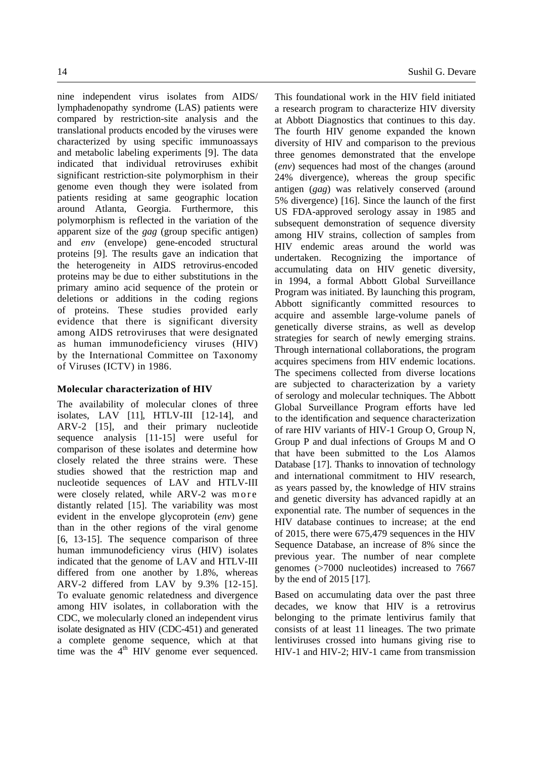nine independent virus isolates from AIDS/ lymphadenopathy syndrome (LAS) patients were compared by restriction-site analysis and the translational products encoded by the viruses were characterized by using specific immunoassays and metabolic labeling experiments [9]. The data indicated that individual retroviruses exhibit significant restriction-site polymorphism in their genome even though they were isolated from patients residing at same geographic location around Atlanta, Georgia. Furthermore, this polymorphism is reflected in the variation of the apparent size of the *gag* (group specific antigen) and *env* (envelope) gene-encoded structural proteins [9]. The results gave an indication that the heterogeneity in AIDS retrovirus-encoded proteins may be due to either substitutions in the primary amino acid sequence of the protein or deletions or additions in the coding regions of proteins. These studies provided early evidence that there is significant diversity among AIDS retroviruses that were designated as human immunodeficiency viruses (HIV) by the International Committee on Taxonomy of Viruses (ICTV) in 1986.

### Molecular characterization of HIV

The availability of molecular clones of three isolates, LAV [11], HTLV-III [12-14], and ARV-2 [15], and their primary nucleotide sequence analysis [11-15] were useful for comparison of these isolates and determine how closely related the three strains were. These studies showed that the restriction map and nucleotide sequences of LAV and HTLV-III were closely related, while ARV-2 was more distantly related [15]. The variability was most evident in the envelope glycoprotein (*env*) gene than in the other regions of the viral genome [6, 13-15]. The sequence comparison of three human immunodeficiency virus (HIV) isolates indicated that the genome of LAV and HTLV-III differed from one another by 1.8%, whereas ARV-2 differed from LAV by 9.3% [12-15]. To evaluate genomic relatedness and divergence among HIV isolates, in collaboration with the CDC, we molecularly cloned an independent virus isolate designated as HIV (CDC-451) and generated a complete genome sequence, which at that time was the 4th HIV genome ever sequenced. This foundational work in the HIV field initiated a research program to characterize HIV diversity at Abbott Diagnostics that continues to this day. The fourth HIV genome expanded the known diversity of HIV and comparison to the previous three genomes demonstrated that the envelope (*env*) sequences had most of the changes (around 24% divergence), whereas the group specific antigen (*gag*) was relatively conserved (around 5% divergence) [16]. Since the launch of the first US FDA-approved serology assay in 1985 and subsequent demonstration of sequence diversity among HIV strains, collection of samples from HIV endemic areas around the world was undertaken. Recognizing the importance of accumulating data on HIV genetic diversity, in 1994, a formal Abbott Global Surveillance Program was initiated. By launching this program, Abbott significantly committed resources to acquire and assemble large-volume panels of genetically diverse strains, as well as develop strategies for search of newly emerging strains. Through international collaborations, the program acquires specimens from HIV endemic locations. The specimens collected from diverse locations are subjected to characterization by a variety of serology and molecular techniques. The Abbott Global Surveillance Program efforts have led to the identification and sequence characterization of rare HIV variants of HIV-1 Group O, Group N, Group P and dual infections of Groups M and O that have been submitted to the Los Alamos Database [17]. Thanks to innovation of technology and international commitment to HIV research, as years passed by, the knowledge of HIV strains and genetic diversity has advanced rapidly at an exponential rate. The number of sequences in the HIV database continues to increase; at the end of 2015, there were 675,479 sequences in the HIV Sequence Database, an increase of 8% since the previous year. The number of near complete genomes (>7000 nucleotides) increased to 7667 by the end of 2015 [17].

Based on accumulating data over the past three decades, we know that HIV is a retrovirus belonging to the primate lentivirus family that consists of at least 11 lineages. The two primate lentiviruses crossed into humans giving rise to HIV-1 and HIV-2; HIV-1 came from transmission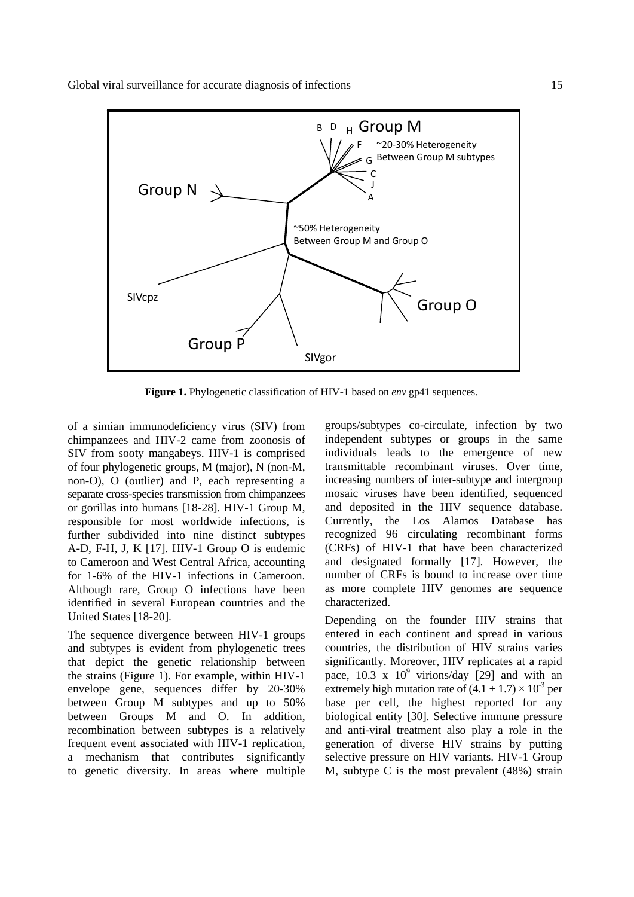**Figure 1.** Phylogenetic classification of HIV-1 based on *env* gp41 sequences.

of a simian immunodeficiency virus (SIV) from chimpanzees and HIV-2 came from zoonosis of SIV from sooty mangabeys. HIV-1 is comprised of four phylogenetic groups, M (major), N (non-M, non-O), O (outlier) and P, each representing a separate cross-species transmission from chimpanzees or gorillas into humans [18-28]. HIV-1 Group M, responsible for most worldwide infections, is further subdivided into nine distinct subtypes A-D, F-H, J, K [17]. HIV-1 Group O is endemic to Cameroon and West Central Africa, accounting for 1-6% of the HIV-1 infections in Cameroon. Although rare, Group O infections have been identified in several European countries and the United States [18-20].

The sequence divergence between HIV-1 groups and subtypes is evident from phylogenetic trees that depict the genetic relationship between the strains (Figure 1). For example, within HIV-1 envelope gene, sequences differ by 20-30% between Group M subtypes and up to 50% between Groups M and O. In addition, recombination between subtypes is a relatively frequent event associated with HIV-1 replication, a mechanism that contributes significantly to genetic diversity. In areas where multiple groups/subtypes co-circulate, infection by two independent subtypes or groups in the same individuals leads to the emergence of new transmittable recombinant viruses. Over time, increasing numbers of inter-subtype and intergroup mosaic viruses have been identified, sequenced and deposited in the HIV sequence database. Currently, the Los Alamos Database has recognized 96 circulating recombinant forms (CRFs) of HIV-1 that have been characterized and designated formally [17]. However, the number of CRFs is bound to increase over time as more complete HIV genomes are sequence characterized.

Depending on the founder HIV strains that entered in each continent and spread in various countries, the distribution of HIV strains varies significantly. Moreover, HIV replicates at a rapid pace, $10.3 \times 10^9$ virions/day [29] and with an extremely high mutation rate of $(4.1 \pm 1.7) \times 10^{-3}$ per base per cell, the highest reported for any biological entity [30]. Selective immune pressure and anti-viral treatment also play a role in the generation of diverse HIV strains by putting selective pressure on HIV variants. HIV-1 Group M, subtype C is the most prevalent (48%) strain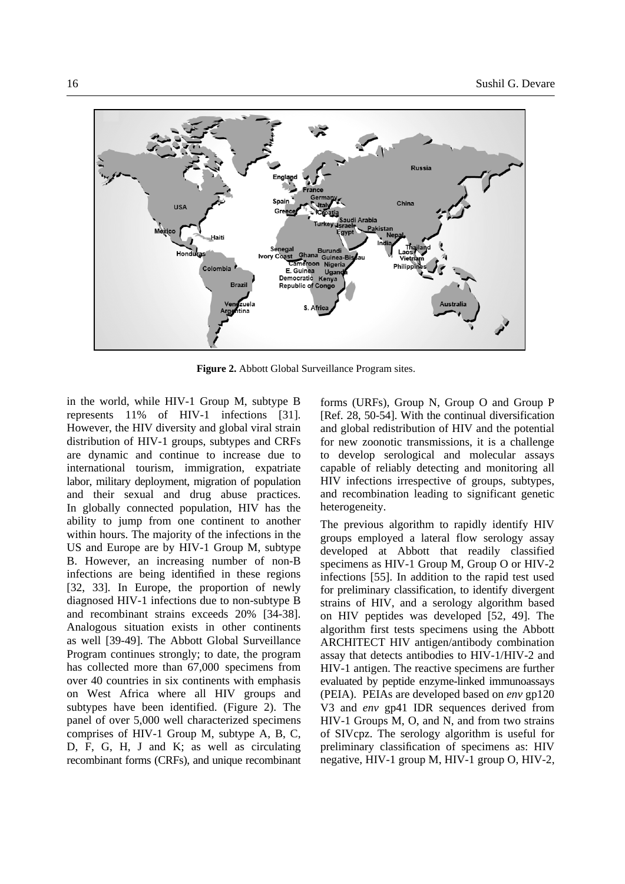**Figure 2.** Abbott Global Surveillance Program sites.

in the world, while HIV-1 Group M, subtype B represents 11% of HIV-1 infections [31]. However, the HIV diversity and global viral strain distribution of HIV-1 groups, subtypes and CRFs are dynamic and continue to increase due to international tourism, immigration, expatriate labor, military deployment, migration of population and their sexual and drug abuse practices. In globally connected population, HIV has the ability to jump from one continent to another within hours. The majority of the infections in the US and Europe are by HIV-1 Group M, subtype B. However, an increasing number of non-B infections are being identified in these regions [32, 33]. In Europe, the proportion of newly diagnosed HIV-1 infections due to non-subtype B and recombinant strains exceeds 20% [34-38]. Analogous situation exists in other continents as well [39-49]. The Abbott Global Surveillance Program continues strongly; to date, the program has collected more than 67,000 specimens from over 40 countries in six continents with emphasis on West Africa where all HIV groups and subtypes have been identified. (Figure 2). The panel of over 5,000 well characterized specimens comprises of HIV-1 Group M, subtype A, B, C, D, F, G, H, J and K; as well as circulating recombinant forms (CRFs), and unique recombinant forms (URFs), Group N, Group O and Group P [Ref. 28, 50-54]. With the continual diversification and global redistribution of HIV and the potential for new zoonotic transmissions, it is a challenge to develop serological and molecular assays capable of reliably detecting and monitoring all HIV infections irrespective of groups, subtypes, and recombination leading to significant genetic heterogeneity.

The previous algorithm to rapidly identify HIV groups employed a lateral flow serology assay developed at Abbott that readily classified specimens as HIV-1 Group M, Group O or HIV-2 infections [55]. In addition to the rapid test used for preliminary classification, to identify divergent strains of HIV, and a serology algorithm based on HIV peptides was developed [52, 49]. The algorithm first tests specimens using the Abbott ARCHITECT HIV antigen/antibody combination assay that detects antibodies to HIV-1/HIV-2 and HIV-1 antigen. The reactive specimens are further evaluated by peptide enzyme-linked immunoassays (PEIA). PEIAs are developed based on *env* gp120 V3 and *env* gp41 IDR sequences derived from HIV-1 Groups M, O, and N, and from two strains of SIVcpz. The serology algorithm is useful for preliminary classification of specimens as: HIV negative, HIV-1 group M, HIV-1 group O, HIV-2,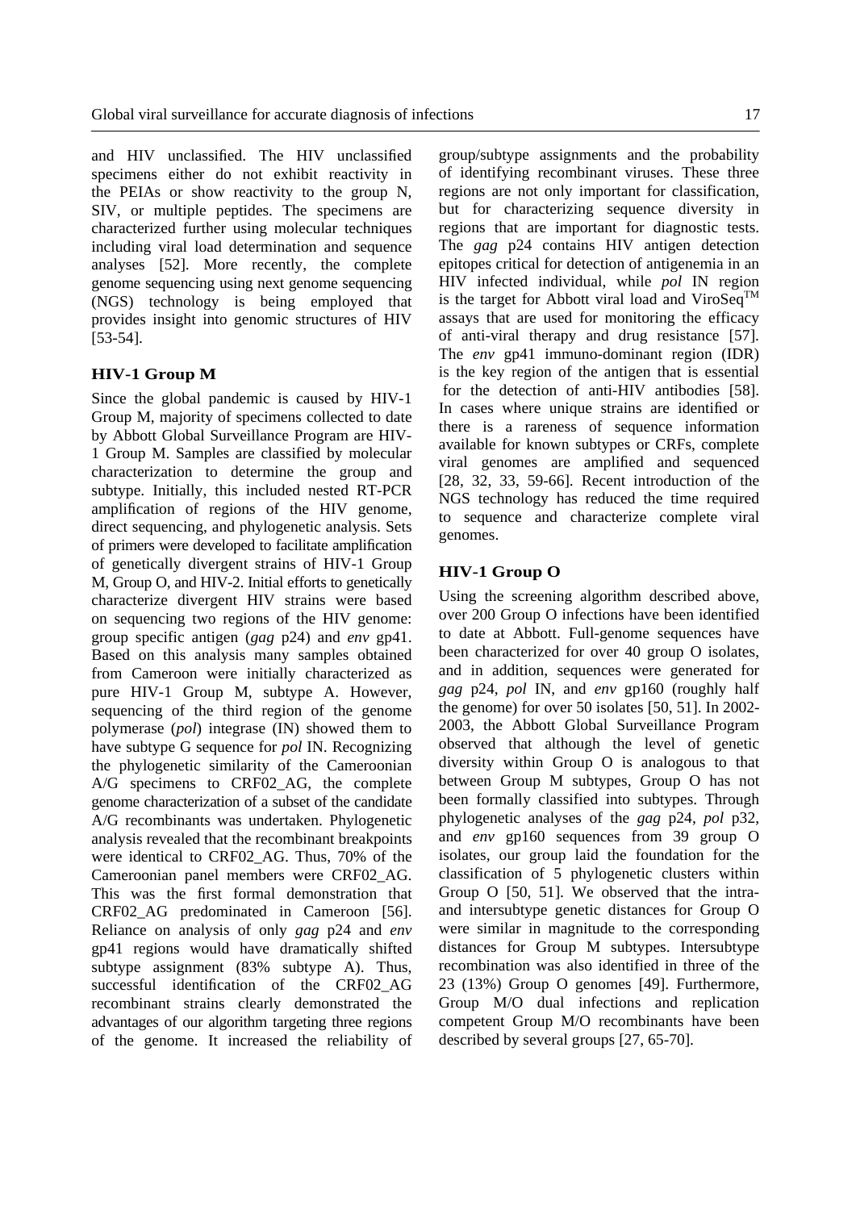and HIV unclassified. The HIV unclassified specimens either do not exhibit reactivity in the PEIAs or show reactivity to the group N, SIV, or multiple peptides. The specimens are characterized further using molecular techniques including viral load determination and sequence analyses [52]. More recently, the complete genome sequencing using next genome sequencing (NGS) technology is being employed that provides insight into genomic structures of HIV [53-54].

## HIV-1 Group M

Since the global pandemic is caused by HIV-1 Group M, majority of specimens collected to date by Abbott Global Surveillance Program are HIV-1 Group M. Samples are classified by molecular characterization to determine the group and subtype. Initially, this included nested RT-PCR amplification of regions of the HIV genome, direct sequencing, and phylogenetic analysis. Sets of primers were developed to facilitate amplification of genetically divergent strains of HIV-1 Group M, Group O, and HIV-2. Initial efforts to genetically characterize divergent HIV strains were based on sequencing two regions of the HIV genome: group specific antigen (*gag* p24) and *env* gp41. Based on this analysis many samples obtained from Cameroon were initially characterized as pure HIV-1 Group M, subtype A. However, sequencing of the third region of the genome polymerase (*pol*) integrase (IN) showed them to have subtype G sequence for *pol* IN. Recognizing the phylogenetic similarity of the Cameroonian A/G specimens to CRF02_AG, the complete genome characterization of a subset of the candidate A/G recombinants was undertaken. Phylogenetic analysis revealed that the recombinant breakpoints were identical to CRF02_AG. Thus, 70% of the Cameroonian panel members were CRF02_AG. This was the first formal demonstration that CRF02_AG predominated in Cameroon [56]. Reliance on analysis of only *gag* p24 and *env* gp41 regions would have dramatically shifted subtype assignment (83% subtype A). Thus, successful identification of the CRF02_AG recombinant strains clearly demonstrated the advantages of our algorithm targeting three regions of the genome. It increased the reliability of group/subtype assignments and the probability of identifying recombinant viruses. These three regions are not only important for classification, but for characterizing sequence diversity in regions that are important for diagnostic tests. The *gag* p24 contains HIV antigen detection epitopes critical for detection of antigenemia in an HIV infected individual, while *pol* IN region is the target for Abbott viral load and ViroSeq™ assays that are used for monitoring the efficacy of anti-viral therapy and drug resistance [57]. The *env* gp41 immuno-dominant region (IDR) is the key region of the antigen that is essential for the detection of anti-HIV antibodies [58]. In cases where unique strains are identified or there is a rareness of sequence information available for known subtypes or CRFs, complete viral genomes are amplified and sequenced [28, 32, 33, 59-66]. Recent introduction of the NGS technology has reduced the time required to sequence and characterize complete viral genomes.

## HIV-1 Group O

Using the screening algorithm described above, over 200 Group O infections have been identified to date at Abbott. Full-genome sequences have been characterized for over 40 group O isolates, and in addition, sequences were generated for *gag* p24, *pol* IN, and *env* gp160 (roughly half the genome) for over 50 isolates [50, 51]. In 2002-2003, the Abbott Global Surveillance Program observed that although the level of genetic diversity within Group O is analogous to that between Group M subtypes, Group O has not been formally classified into subtypes. Through phylogenetic analyses of the *gag* p24, *pol* p32, and *env* gp160 sequences from 39 group O isolates, our group laid the foundation for the classification of 5 phylogenetic clusters within Group O [50, 51]. We observed that the intra- and intersubtype genetic distances for Group O were similar in magnitude to the corresponding distances for Group M subtypes. Intersubtype recombination was also identified in three of the 23 (13%) Group O genomes [49]. Furthermore, Group M/O dual infections and replication competent Group M/O recombinants have been described by several groups [27, 65-70].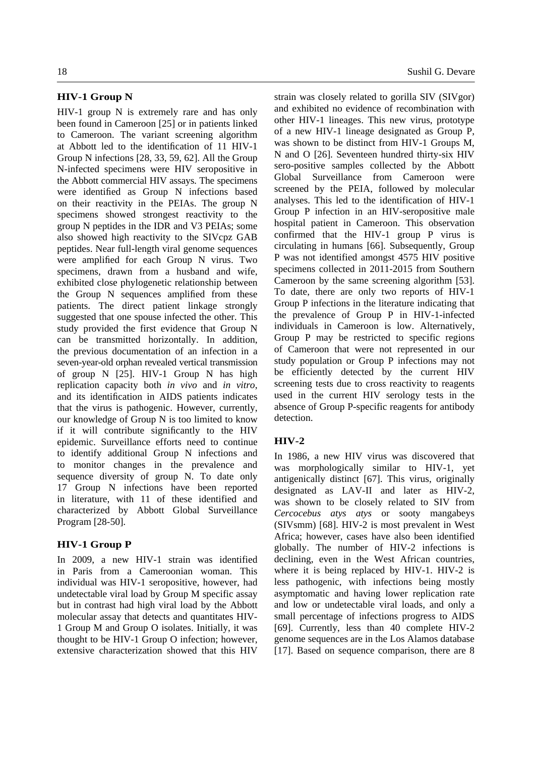## HIV-1 Group N

HIV-1 group N is extremely rare and has only been found in Cameroon [25] or in patients linked to Cameroon. The variant screening algorithm at Abbott led to the identification of 11 HIV-1 Group N infections [28, 33, 59, 62]. All the Group N-infected specimens were HIV seropositive in the Abbott commercial HIV assays. The specimens were identified as Group N infections based on their reactivity in the PEIAs. The group N specimens showed strongest reactivity to the group N peptides in the IDR and V3 PEIAs; some also showed high reactivity to the SIVcpz GAB peptides. Near full-length viral genome sequences were amplified for each Group N virus. Two specimens, drawn from a husband and wife, exhibited close phylogenetic relationship between the Group N sequences amplified from these patients. The direct patient linkage strongly suggested that one spouse infected the other. This study provided the first evidence that Group N can be transmitted horizontally. In addition, the previous documentation of an infection in a seven-year-old orphan revealed vertical transmission of group N [25]. HIV-1 Group N has high replication capacity both *in vivo* and *in vitro*, and its identification in AIDS patients indicates that the virus is pathogenic. However, currently, our knowledge of Group N is too limited to know if it will contribute significantly to the HIV epidemic. Surveillance efforts need to continue to identify additional Group N infections and to monitor changes in the prevalence and sequence diversity of group N. To date only 17 Group N infections have been reported in literature, with 11 of these identified and characterized by Abbott Global Surveillance Program [28-50].

## HIV-1 Group P

In 2009, a new HIV-1 strain was identified in Paris from a Cameroonian woman. This individual was HIV-1 seropositive, however, had undetectable viral load by Group M specific assay but in contrast had high viral load by the Abbott molecular assay that detects and quantitates HIV-1 Group M and Group O isolates. Initially, it was thought to be HIV-1 Group O infection; however, extensive characterization showed that this HIV strain was closely related to gorilla SIV (SIVgor) and exhibited no evidence of recombination with other HIV-1 lineages. This new virus, prototype of a new HIV-1 lineage designated as Group P, was shown to be distinct from HIV-1 Groups M, N and O [26]. Seventeen hundred thirty-six HIV sero-positive samples collected by the Abbott Global Surveillance from Cameroon were screened by the PEIA, followed by molecular analyses. This led to the identification of HIV-1 Group P infection in an HIV-seropositive male hospital patient in Cameroon. This observation confirmed that the HIV-1 group P virus is circulating in humans [66]. Subsequently, Group P was not identified amongst 4575 HIV positive specimens collected in 2011-2015 from Southern Cameroon by the same screening algorithm [53]. To date, there are only two reports of HIV-1 Group P infections in the literature indicating that the prevalence of Group P in HIV-1-infected individuals in Cameroon is low. Alternatively, Group P may be restricted to specific regions of Cameroon that were not represented in our study population or Group P infections may not be efficiently detected by the current HIV screening tests due to cross reactivity to reagents used in the current HIV serology tests in the absence of Group P-specific reagents for antibody detection.

## HIV-2

In 1986, a new HIV virus was discovered that was morphologically similar to HIV-1, yet antigenically distinct [67]. This virus, originally designated as LAV-II and later as HIV-2, was shown to be closely related to SIV from *Cercocebus atys atys* or sooty mangabeys (SIVsmm) [68]. HIV-2 is most prevalent in West Africa; however, cases have also been identified globally. The number of HIV-2 infections is declining, even in the West African countries, where it is being replaced by HIV-1. HIV-2 is less pathogenic, with infections being mostly asymptomatic and having lower replication rate and low or undetectable viral loads, and only a small percentage of infections progress to AIDS [69]. Currently, less than 40 complete HIV-2 genome sequences are in the Los Alamos database [17]. Based on sequence comparison, there are 8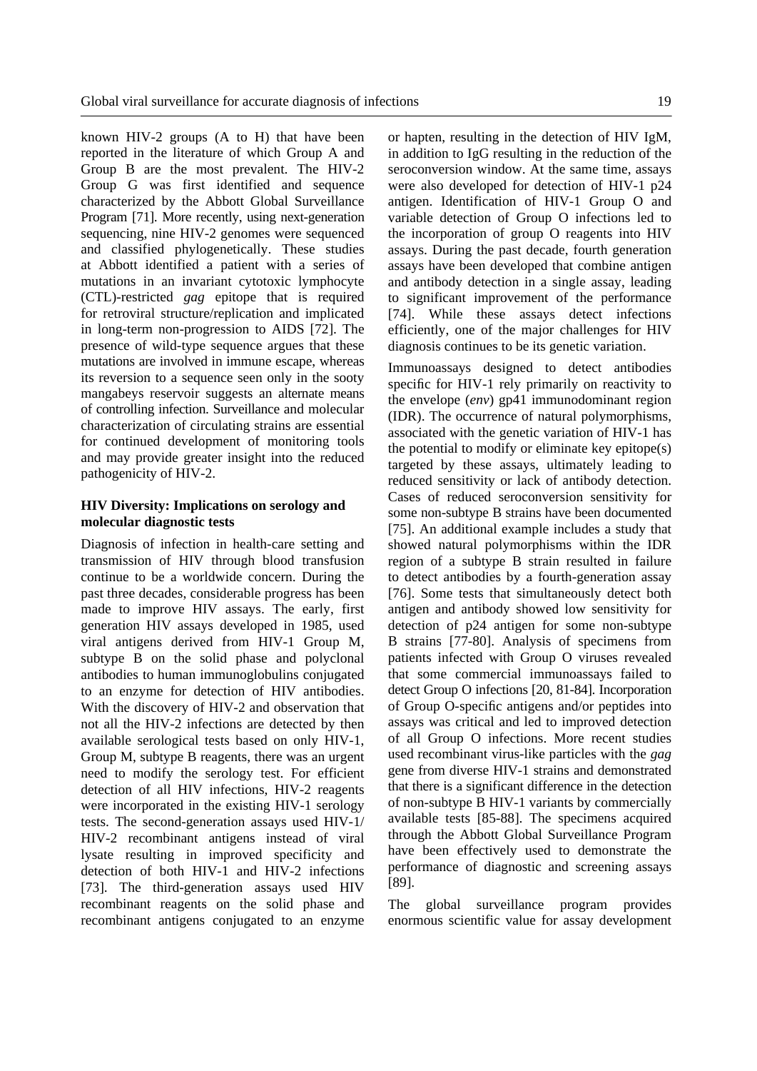known HIV-2 groups (A to H) that have been reported in the literature of which Group A and Group B are the most prevalent. The HIV-2 Group G was first identified and sequence characterized by the Abbott Global Surveillance Program [71]. More recently, using next-generation sequencing, nine HIV-2 genomes were sequenced and classified phylogenetically. These studies at Abbott identified a patient with a series of mutations in an invariant cytotoxic lymphocyte (CTL)-restricted *gag* epitope that is required for retroviral structure/replication and implicated in long-term non-progression to AIDS [72]. The presence of wild-type sequence argues that these mutations are involved in immune escape, whereas its reversion to a sequence seen only in the sooty mangabeys reservoir suggests an alternate means of controlling infection. Surveillance and molecular characterization of circulating strains are essential for continued development of monitoring tools and may provide greater insight into the reduced pathogenicity of HIV-2.

**HIV Diversity: Implications on serology and molecular diagnostic tests**

Diagnosis of infection in health-care setting and transmission of HIV through blood transfusion continue to be a worldwide concern. During the past three decades, considerable progress has been made to improve HIV assays. The early, first generation HIV assays developed in 1985, used viral antigens derived from HIV-1 Group M, subtype B on the solid phase and polyclonal antibodies to human immunoglobulins conjugated to an enzyme for detection of HIV antibodies. With the discovery of HIV-2 and observation that not all the HIV-2 infections are detected by then available serological tests based on only HIV-1, Group M, subtype B reagents, there was an urgent need to modify the serology test. For efficient detection of all HIV infections, HIV-2 reagents were incorporated in the existing HIV-1 serology tests. The second-generation assays used HIV-1/ HIV-2 recombinant antigens instead of viral lysate resulting in improved specificity and detection of both HIV-1 and HIV-2 infections [73]. The third-generation assays used HIV recombinant reagents on the solid phase and recombinant antigens conjugated to an enzyme or hapten, resulting in the detection of HIV IgM, in addition to IgG resulting in the reduction of the seroconversion window. At the same time, assays were also developed for detection of HIV-1 p24 antigen. Identification of HIV-1 Group O and variable detection of Group O infections led to the incorporation of group O reagents into HIV assays. During the past decade, fourth generation assays have been developed that combine antigen and antibody detection in a single assay, leading to significant improvement of the performance [74]. While these assays detect infections efficiently, one of the major challenges for HIV diagnosis continues to be its genetic variation.

Immunoassays designed to detect antibodies specific for HIV-1 rely primarily on reactivity to the envelope (*env*) gp41 immunodominant region (IDR). The occurrence of natural polymorphisms, associated with the genetic variation of HIV-1 has the potential to modify or eliminate key epitope(s) targeted by these assays, ultimately leading to reduced sensitivity or lack of antibody detection. Cases of reduced seroconversion sensitivity for some non-subtype B strains have been documented [75]. An additional example includes a study that showed natural polymorphisms within the IDR region of a subtype B strain resulted in failure to detect antibodies by a fourth-generation assay [76]. Some tests that simultaneously detect both antigen and antibody showed low sensitivity for detection of p24 antigen for some non-subtype B strains [77-80]. Analysis of specimens from patients infected with Group O viruses revealed that some commercial immunoassays failed to detect Group O infections [20, 81-84]. Incorporation of Group O-specific antigens and/or peptides into assays was critical and led to improved detection of all Group O infections. More recent studies used recombinant virus-like particles with the *gag* gene from diverse HIV-1 strains and demonstrated that there is a significant difference in the detection of non-subtype B HIV-1 variants by commercially available tests [85-88]. The specimens acquired through the Abbott Global Surveillance Program have been effectively used to demonstrate the performance of diagnostic and screening assays [89].

The global surveillance program provides enormous scientific value for assay development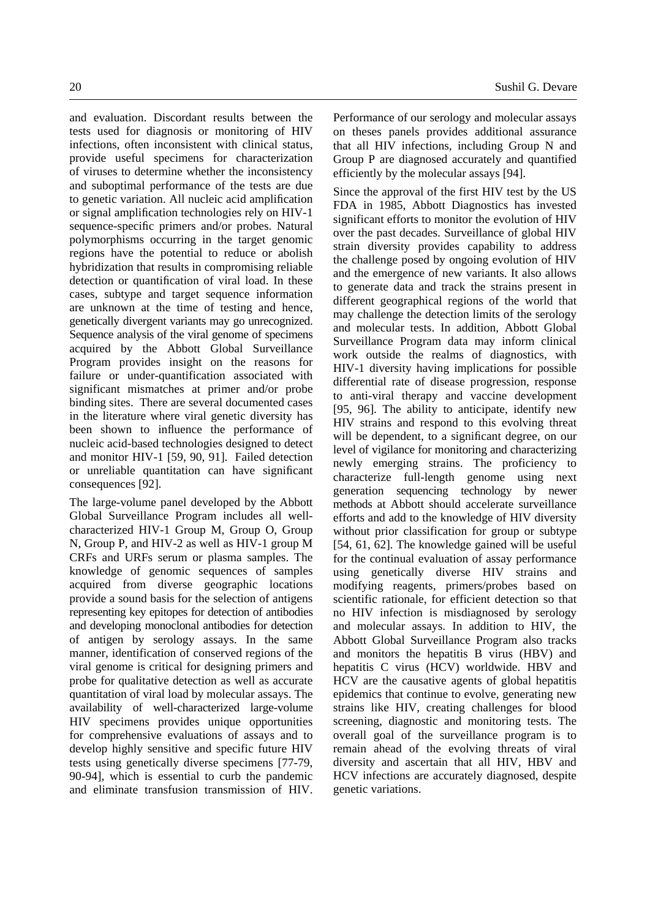and evaluation. Discordant results between the tests used for diagnosis or monitoring of HIV infections, often inconsistent with clinical status, provide useful specimens for characterization of viruses to determine whether the inconsistency and suboptimal performance of the tests are due to genetic variation. All nucleic acid amplification or signal amplification technologies rely on HIV-1 sequence-specific primers and/or probes. Natural polymorphisms occurring in the target genomic regions have the potential to reduce or abolish hybridization that results in compromising reliable detection or quantification of viral load. In these cases, subtype and target sequence information are unknown at the time of testing and hence, genetically divergent variants may go unrecognized. Sequence analysis of the viral genome of specimens acquired by the Abbott Global Surveillance Program provides insight on the reasons for failure or under-quantification associated with significant mismatches at primer and/or probe binding sites. There are several documented cases in the literature where viral genetic diversity has been shown to influence the performance of nucleic acid-based technologies designed to detect and monitor HIV-1 [59, 90, 91]. Failed detection or unreliable quantitation can have significant consequences [92].

The large-volume panel developed by the Abbott Global Surveillance Program includes all well-characterized HIV-1 Group M, Group O, Group N, Group P, and HIV-2 as well as HIV-1 group M CRFs and URFs serum or plasma samples. The knowledge of genomic sequences of samples acquired from diverse geographic locations provide a sound basis for the selection of antigens representing key epitopes for detection of antibodies and developing monoclonal antibodies for detection of antigen by serology assays. In the same manner, identification of conserved regions of the viral genome is critical for designing primers and probe for qualitative detection as well as accurate quantitation of viral load by molecular assays. The availability of well-characterized large-volume HIV specimens provides unique opportunities for comprehensive evaluations of assays and to develop highly sensitive and specific future HIV tests using genetically diverse specimens [77-79, 90-94], which is essential to curb the pandemic and eliminate transfusion transmission of HIV. Performance of our serology and molecular assays on theses panels provides additional assurance that all HIV infections, including Group N and Group P are diagnosed accurately and quantified efficiently by the molecular assays [94].

Since the approval of the first HIV test by the US FDA in 1985, Abbott Diagnostics has invested significant efforts to monitor the evolution of HIV over the past decades. Surveillance of global HIV strain diversity provides capability to address the challenge posed by ongoing evolution of HIV and the emergence of new variants. It also allows to generate data and track the strains present in different geographical regions of the world that may challenge the detection limits of the serology and molecular tests. In addition, Abbott Global Surveillance Program data may inform clinical work outside the realms of diagnostics, with HIV-1 diversity having implications for possible differential rate of disease progression, response to anti-viral therapy and vaccine development [95, 96]. The ability to anticipate, identify new HIV strains and respond to this evolving threat will be dependent, to a significant degree, on our level of vigilance for monitoring and characterizing newly emerging strains. The proficiency to characterize full-length genome using next generation sequencing technology by newer methods at Abbott should accelerate surveillance efforts and add to the knowledge of HIV diversity without prior classification for group or subtype [54, 61, 62]. The knowledge gained will be useful for the continual evaluation of assay performance using genetically diverse HIV strains and modifying reagents, primers/probes based on scientific rationale, for efficient detection so that no HIV infection is misdiagnosed by serology and molecular assays. In addition to HIV, the Abbott Global Surveillance Program also tracks and monitors the hepatitis B virus (HBV) and hepatitis C virus (HCV) worldwide. HBV and HCV are the causative agents of global hepatitis epidemics that continue to evolve, generating new strains like HIV, creating challenges for blood screening, diagnostic and monitoring tests. The overall goal of the surveillance program is to remain ahead of the evolving threats of viral diversity and ascertain that all HIV, HBV and HCV infections are accurately diagnosed, despite genetic variations.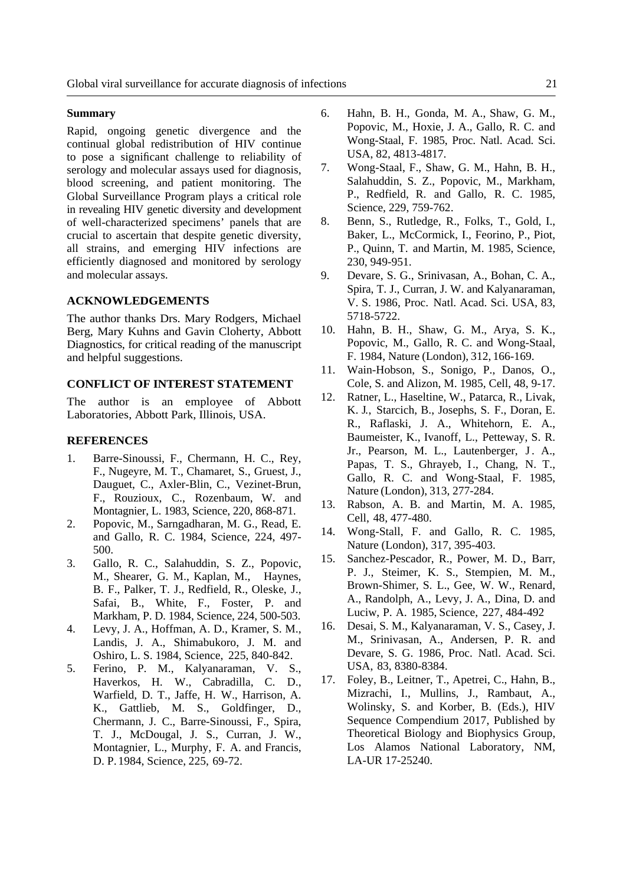### Summary

Rapid, ongoing genetic divergence and the continual global redistribution of HIV continue to pose a significant challenge to reliability of serology and molecular assays used for diagnosis, blood screening, and patient monitoring. The Global Surveillance Program plays a critical role in revealing HIV genetic diversity and development of well-characterized specimens' panels that are crucial to ascertain that despite genetic diversity, all strains, and emerging HIV infections are efficiently diagnosed and monitored by serology and molecular assays.

## ACKNOWLEDGEMENTS

The author thanks Drs. Mary Rodgers, Michael Berg, Mary Kuhns and Gavin Cloherty, Abbott Diagnostics, for critical reading of the manuscript and helpful suggestions.

## CONFLICT OF INTEREST STATEMENT

The author is an employee of Abbott Laboratories, Abbott Park, Illinois, USA.

## REFERENCES

1. Barre-Sinoussi, F., Chermann, H. C., Rey, F., Nugeyre, M. T., Chamaret, S., Gruest, J., Dauguet, C., Axler-Blin, C., Vezinet-Brun, F., Rouzioux, C., Rozenbaum, W. and Montagnier, L. 1983, Science, 220, 868-871.
2. Popovic, M., Sarngadharan, M. G., Read, E. and Gallo, R. C. 1984, Science, 224, 497-500.
3. Gallo, R. C., Salahuddin, S. Z., Popovic, M., Shearer, G. M., Kaplan, M., Haynes, B. F., Palker, T. J., Redfield, R., Oleske, J., Safai, B., White, F., Foster, P. and Markham, P. D. 1984, Science, 224, 500-503.
4. Levy, J. A., Hoffman, A. D., Kramer, S. M., Landis, J. A., Shimabukoro, J. M. and Oshiro, L. S. 1984, Science, 225, 840-842.
5. Ferino, P. M., Kalyanaraman, V. S., Haverkos, H. W., Cabradilla, C. D., Warfield, D. T., Jaffe, H. W., Harrison, A. K., Gattlieb, M. S., Goldfinger, D., Chermann, J. C., Barre-Sinoussi, F., Spira, T. J., McDougal, J. S., Curran, J. W., Montagnier, L., Murphy, F. A. and Francis, D. P. 1984, Science, 225, 69-72.
6. Hahn, B. H., Gonda, M. A., Shaw, G. M., Popovic, M., Hoxie, J. A., Gallo, R. C. and Wong-Staal, F. 1985, Proc. Natl. Acad. Sci. USA, 82, 4813-4817.
7. Wong-Staal, F., Shaw, G. M., Hahn, B. H., Salahuddin, S. Z., Popovic, M., Markham, P., Redfield, R. and Gallo, R. C. 1985, Science, 229, 759-762.
8. Benn, S., Rutledge, R., Folks, T., Gold, I., Baker, L., McCormick, I., Feorino, P., Piot, P., Quinn, T. and Martin, M. 1985, Science, 230, 949-951.
9. Devare, S. G., Srinivasan, A., Bohan, C. A., Spira, T. J., Curran, J. W. and Kalyanaraman, V. S. 1986, Proc. Natl. Acad. Sci. USA, 83, 5718-5722.
10. Hahn, B. H., Shaw, G. M., Arya, S. K., Popovic, M., Gallo, R. C. and Wong-Staal, F. 1984, Nature (London), 312, 166-169.
11. Wain-Hobson, S., Sonigo, P., Danos, O., Cole, S. and Alizon, M. 1985, Cell, 48, 9-17.
12. Ratner, L., Haseltine, W., Patarca, R., Livak, K. J., Starcich, B., Josephs, S. F., Doran, E. R., Raflaski, J. A., Whitehorn, E. A., Baumeister, K., Ivanoff, L., Petteway, S. R. Jr., Pearson, M. L., Lautenberger, J. A., Papas, T. S., Ghrayeb, I., Chang, N. T., Gallo, R. C. and Wong-Staal, F. 1985, Nature (London), 313, 277-284.
13. Rabson, A. B. and Martin, M. A. 1985, Cell, 48, 477-480.
14. Wong-Stall, F. and Gallo, R. C. 1985, Nature (London), 317, 395-403.
15. Sanchez-Pescador, R., Power, M. D., Barr, P. J., Steimer, K. S., Stempien, M. M., Brown-Shimer, S. L., Gee, W. W., Renard, A., Randolph, A., Levy, J. A., Dina, D. and Luciw, P. A. 1985, Science, 227, 484-492
16. Desai, S. M., Kalyanaraman, V. S., Casey, J. M., Srinivasan, A., Andersen, P. R. and Devare, S. G. 1986, Proc. Natl. Acad. Sci. USA, 83, 8380-8384.
17. Foley, B., Leitner, T., Apetrei, C., Hahn, B., Mizrachi, I., Mullins, J., Rambaut, A., Wolinsky, S. and Korber, B. (Eds.), HIV Sequence Compendium 2017, Published by Theoretical Biology and Biophysics Group, Los Alamos National Laboratory, NM, LA-UR 17-25240.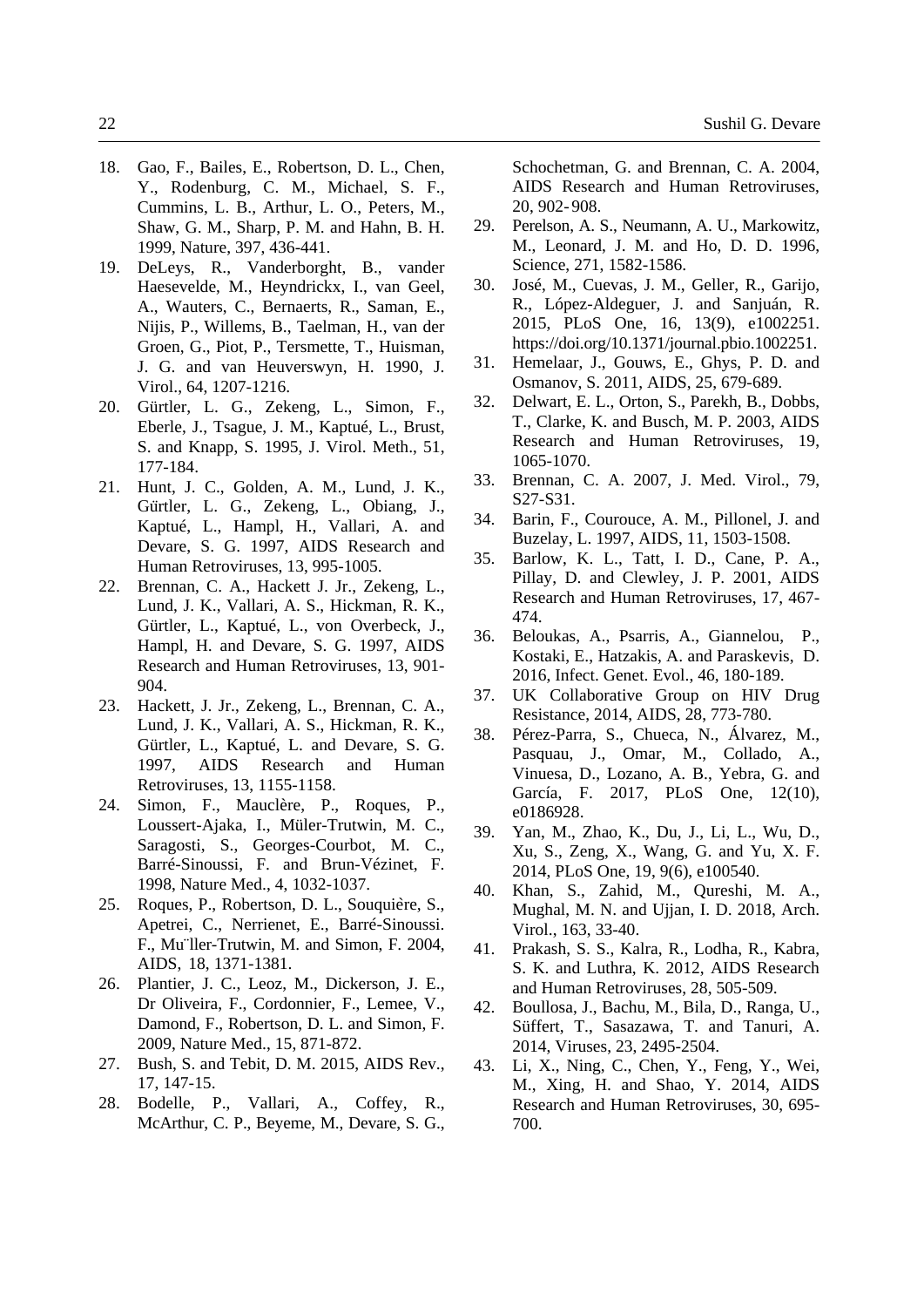18. Gao, F., Bailes, E., Robertson, D. L., Chen, Y., Rodenburg, C. M., Michael, S. F., Cummins, L. B., Arthur, L. O., Peters, M., Shaw, G. M., Sharp, P. M. and Hahn, B. H. 1999, Nature, 397, 436-441.
19. DeLeys, R., Vanderborght, B., vander Haesevelde, M., Heyndrickx, I., van Geel, A., Wauters, C., Bernaerts, R., Saman, E., Nijis, P., Willems, B., Taelman, H., van der Groen, G., Piot, P., Tersmette, T., Huisman, J. G. and van Heuverswyn, H. 1990, J. Virol., 64, 1207-1216.
20. Gürtler, L. G., Zekeng, L., Simon, F., Eberle, J., Tsague, J. M., Kaptué, L., Brust, S. and Knapp, S. 1995, J. Virol. Meth., 51, 177-184.
21. Hunt, J. C., Golden, A. M., Lund, J. K., Gürtler, L. G., Zekeng, L., Obiang, J., Kaptué, L., Hampl, H., Vallari, A. and Devare, S. G. 1997, AIDS Research and Human Retroviruses, 13, 995-1005.
22. Brennan, C. A., Hackett J. Jr., Zekeng, L., Lund, J. K., Vallari, A. S., Hickman, R. K., Gürtler, L., Kaptué, L., von Overbeck, J., Hampl, H. and Devare, S. G. 1997, AIDS Research and Human Retroviruses, 13, 901-904.
23. Hackett, J. Jr., Zekeng, L., Brennan, C. A., Lund, J. K., Vallari, A. S., Hickman, R. K., Gürtler, L., Kaptué, L. and Devare, S. G. 1997, AIDS Research and Human Retroviruses, 13, 1155-1158.
24. Simon, F., Mauclère, P., Roques, P., Loussert-Ajaka, I., Müler-Trutwin, M. C., Saragosti, S., Georges-Courbot, M. C., Barré-Sinoussi, F. and Brun-Vézinet, F. 1998, Nature Med., 4, 1032-1037.
25. Roques, P., Robertson, D. L., Souquière, S., Apetrei, C., Nerrienet, E., Barré-Sinoussi. F., Mu¨ller-Trutwin, M. and Simon, F. 2004, AIDS, 18, 1371-1381.
26. Plantier, J. C., Leoz, M., Dickerson, J. E., Dr Oliveira, F., Cordonnier, F., Lemee, V., Damond, F., Robertson, D. L. and Simon, F. 2009, Nature Med., 15, 871-872.
27. Bush, S. and Tebit, D. M. 2015, AIDS Rev., 17, 147-15.
28. Bodelle, P., Vallari, A., Coffey, R., McArthur, C. P., Beyeme, M., Devare, S. G., Schochetman, G. and Brennan, C. A. 2004, AIDS Research and Human Retroviruses, 20, 902-908.
29. Perelson, A. S., Neumann, A. U., Markowitz, M., Leonard, J. M. and Ho, D. D. 1996, Science, 271, 1582-1586.
30. José, M., Cuevas, J. M., Geller, R., Garijo, R., López-Aldeguer, J. and Sanjuán, R. 2015, PLoS One, 16, 13(9), e1002251. https://doi.org/10.1371/journal.pbio.1002251.
31. Hemelaar, J., Gouws, E., Ghys, P. D. and Osmanov, S. 2011, AIDS, 25, 679-689.
32. Delwart, E. L., Orton, S., Parekh, B., Dobbs, T., Clarke, K. and Busch, M. P. 2003, AIDS Research and Human Retroviruses, 19, 1065-1070.
33. Brennan, C. A. 2007, J. Med. Virol., 79, S27-S31.
34. Barin, F., Courouce, A. M., Pillonel, J. and Buzelay, L. 1997, AIDS, 11, 1503-1508.
35. Barlow, K. L., Tatt, I. D., Cane, P. A., Pillay, D. and Clewley, J. P. 2001, AIDS Research and Human Retroviruses, 17, 467-474.
36. Beloukas, A., Psarris, A., Giannelou, P., Kostaki, E., Hatzakis, A. and Paraskevis, D. 2016, Infect. Genet. Evol., 46, 180-189.
37. UK Collaborative Group on HIV Drug Resistance, 2014, AIDS, 28, 773-780.
38. Pérez-Parra, S., Chueca, N., Álvarez, M., Pasquau, J., Omar, M., Collado, A., Vinuesa, D., Lozano, A. B., Yebra, G. and García, F. 2017, PLoS One, 12(10), e0186928.
39. Yan, M., Zhao, K., Du, J., Li, L., Wu, D., Xu, S., Zeng, X., Wang, G. and Yu, X. F. 2014, PLoS One, 19, 9(6), e100540.
40. Khan, S., Zahid, M., Qureshi, M. A., Mughal, M. N. and Ujjan, I. D. 2018, Arch. Virol., 163, 33-40.
41. Prakash, S. S., Kalra, R., Lodha, R., Kabra, S. K. and Luthra, K. 2012, AIDS Research and Human Retroviruses, 28, 505-509.
42. Boullosa, J., Bachu, M., Bila, D., Ranga, U., Süffert, T., Sasazawa, T. and Tanuri, A. 2014, Viruses, 23, 2495-2504.
43. Li, X., Ning, C., Chen, Y., Feng, Y., Wei, M., Xing, H. and Shao, Y. 2014, AIDS Research and Human Retroviruses, 30, 695-700.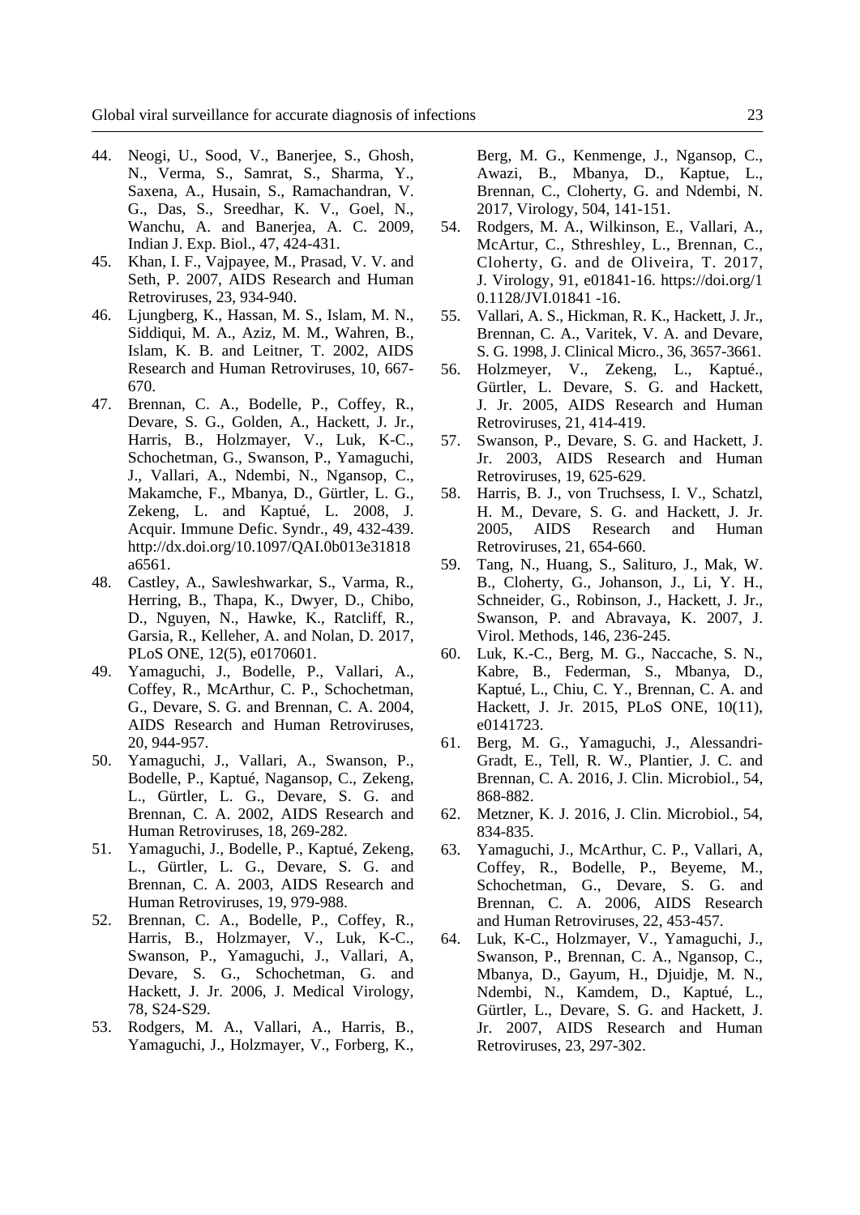44. Neogi, U., Sood, V., Banerjee, S., Ghosh, N., Verma, S., Samrat, S., Sharma, Y., Saxena, A., Husain, S., Ramachandran, V. G., Das, S., Sreedhar, K. V., Goel, N., Wanchu, A. and Banerjea, A. C. 2009, Indian J. Exp. Biol., 47, 424-431.
45. Khan, I. F., Vajpayee, M., Prasad, V. V. and Seth, P. 2007, AIDS Research and Human Retroviruses, 23, 934-940.
46. Ljungberg, K., Hassan, M. S., Islam, M. N., Siddiqui, M. A., Aziz, M. M., Wahren, B., Islam, K. B. and Leitner, T. 2002, AIDS Research and Human Retroviruses, 10, 667-670.
47. Brennan, C. A., Bodelle, P., Coffey, R., Devare, S. G., Golden, A., Hackett, J. Jr., Harris, B., Holzmayer, V., Luk, K-C., Schochetman, G., Swanson, P., Yamaguchi, J., Vallari, A., Ndembi, N., Ngansop, C., Makamche, F., Mbanya, D., Gürtler, L. G., Zekeng, L. and Kaptué, L. 2008, J. Acquir. Immune Defic. Syndr., 49, 432-439. http://dx.doi.org/10.1097/QAI.0b013e31818a6561.
48. Castley, A., Sawleshwarkar, S., Varma, R., Herring, B., Thapa, K., Dwyer, D., Chibo, D., Nguyen, N., Hawke, K., Ratcliff, R., Garsia, R., Kelleher, A. and Nolan, D. 2017, PLoS ONE, 12(5), e0170601.
49. Yamaguchi, J., Bodelle, P., Vallari, A., Coffey, R., McArthur, C. P., Schochetman, G., Devare, S. G. and Brennan, C. A. 2004, AIDS Research and Human Retroviruses, 20, 944-957.
50. Yamaguchi, J., Vallari, A., Swanson, P., Bodelle, P., Kaptué, Nagansop, C., Zekeng, L., Gürtler, L. G., Devare, S. G. and Brennan, C. A. 2002, AIDS Research and Human Retroviruses, 18, 269-282.
51. Yamaguchi, J., Bodelle, P., Kaptué, Zekeng, L., Gürtler, L. G., Devare, S. G. and Brennan, C. A. 2003, AIDS Research and Human Retroviruses, 19, 979-988.
52. Brennan, C. A., Bodelle, P., Coffey, R., Harris, B., Holzmayer, V., Luk, K-C., Swanson, P., Yamaguchi, J., Vallari, A., Devare, S. G., Schochetman, G. and Hackett, J. Jr. 2006, J. Medical Virology, 78, S24-S29.
53. Rodgers, M. A., Vallari, A., Harris, B., Yamaguchi, J., Holzmayer, V., Forberg, K., Berg, M. G., Kenmenge, J., Ngansop, C., Awazi, B., Mbanya, D., Kaptue, L., Brennan, C., Cloherty, G. and Ndembi, N. 2017, Virology, 504, 141-151.
54. Rodgers, M. A., Wilkinson, E., Vallari, A., McArtur, C., Sthreshley, L., Brennan, C., Cloherty, G. and de Oliveira, T. 2017, J. Virology, 91, e01841-16. https://doi.org/10.1128/JVI.01841 -16.
55. Vallari, A. S., Hickman, R. K., Hackett, J. Jr., Brennan, C. A., Varitek, V. A. and Devare, S. G. 1998, J. Clinical Micro., 36, 3657-3661.
56. Holzmeyer, V., Zekeng, L., Kaptué., Gürtler, L. Devare, S. G. and Hackett, J. Jr. 2005, AIDS Research and Human Retroviruses, 21, 414-419.
57. Swanson, P., Devare, S. G. and Hackett, J. Jr. 2003, AIDS Research and Human Retroviruses, 19, 625-629.
58. Harris, B. J., von Truchsess, I. V., Schatzl, H. M., Devare, S. G. and Hackett, J. Jr. 2005, AIDS Research and Human Retroviruses, 21, 654-660.
59. Tang, N., Huang, S., Salituro, J., Mak, W. B., Cloherty, G., Johanson, J., Li, Y. H., Schneider, G., Robinson, J., Hackett, J. Jr., Swanson, P. and Abravaya, K. 2007, J. Virol. Methods, 146, 236-245.
60. Luk, K.-C., Berg, M. G., Naccache, S. N., Kabre, B., Federman, S., Mbanya, D., Kaptué, L., Chiu, C. Y., Brennan, C. A. and Hackett, J. Jr. 2015, PLoS ONE, 10(11), e0141723.
61. Berg, M. G., Yamaguchi, J., Alessandri-Gradt, E., Tell, R. W., Plantier, J. C. and Brennan, C. A. 2016, J. Clin. Microbiol., 54, 868-882.
62. Metzner, K. J. 2016, J. Clin. Microbiol., 54, 834-835.
63. Yamaguchi, J., McArthur, C. P., Vallari, A, Coffey, R., Bodelle, P., Beyeme, M., Schochetman, G., Devare, S. G. and Brennan, C. A. 2006, AIDS Research and Human Retroviruses, 22, 453-457.
64. Luk, K-C., Holzmayer, V., Yamaguchi, J., Swanson, P., Brennan, C. A., Ngansop, C., Mbanya, D., Gayum, H., Djuidje, M. N., Ndembi, N., Kamdem, D., Kaptué, L., Gürtler, L., Devare, S. G. and Hackett, J. Jr. 2007, AIDS Research and Human Retroviruses, 23, 297-302.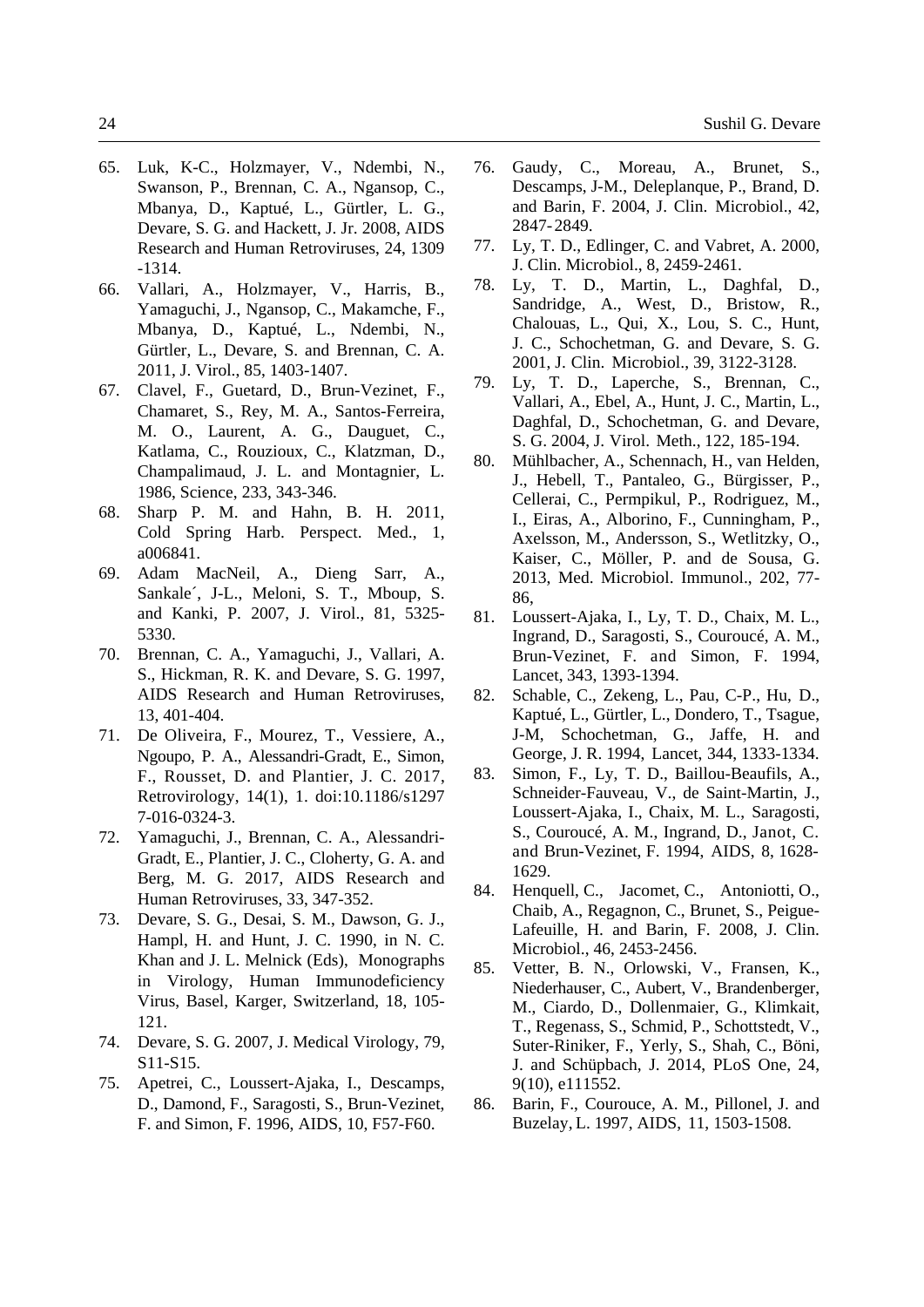65. Luk, K-C., Holzmayer, V., Ndembi, N., Swanson, P., Brennan, C. A., Ngansop, C., Mbanya, D., Kaptué, L., Gürtler, L. G., Devare, S. G. and Hackett, J. Jr. 2008, AIDS Research and Human Retroviruses, 24, 1309 -1314.
66. Vallari, A., Holzmayer, V., Harris, B., Yamaguchi, J., Ngansop, C., Makamche, F., Mbanya, D., Kaptué, L., Ndembi, N., Gürtler, L., Devare, S. and Brennan, C. A. 2011, J. Virol., 85, 1403-1407.
67. Clavel, F., Guetard, D., Brun-Vezinet, F., Chamaret, S., Rey, M. A., Santos-Ferreira, M. O., Laurent, A. G., Dauguet, C., Katlama, C., Rouzioux, C., Klatzman, D., Champalimaud, J. L. and Montagnier, L. 1986, Science, 233, 343-346.
68. Sharp P. M. and Hahn, B. H. 2011, Cold Spring Harb. Perspect. Med., 1, a006841.
69. Adam MacNeil, A., Dieng Sarr, A., Sankale´, J-L., Meloni, S. T., Mboup, S. and Kanki, P. 2007, J. Virol., 81, 5325-5330.
70. Brennan, C. A., Yamaguchi, J., Vallari, A. S., Hickman, R. K. and Devare, S. G. 1997, AIDS Research and Human Retroviruses, 13, 401-404.
71. De Oliveira, F., Mourez, T., Vessiere, A., Ngoupo, P. A., Alessandri-Gradt, E., Simon, F., Rousset, D. and Plantier, J. C. 2017, Retrovirology, 14(1), 1. doi:10.1186/s12977-016-0324-3.
72. Yamaguchi, J., Brennan, C. A., Alessandri-Gradt, E., Plantier, J. C., Cloherty, G. A. and Berg, M. G. 2017, AIDS Research and Human Retroviruses, 33, 347-352.
73. Devare, S. G., Desai, S. M., Dawson, G. J., Hampl, H. and Hunt, J. C. 1990, in N. C. Khan and J. L. Melnick (Eds), Monographs in Virology, Human Immunodeficiency Virus, Basel, Karger, Switzerland, 18, 105-121.
74. Devare, S. G. 2007, J. Medical Virology, 79, S11-S15.
75. Apetrei, C., Loussert-Ajaka, I., Descamps, D., Damond, F., Saragosti, S., Brun-Vezinet, F. and Simon, F. 1996, AIDS, 10, F57-F60.
76. Gaudy, C., Moreau, A., Brunet, S., Descamps, J-M., Deleplanque, P., Brand, D. and Barin, F. 2004, J. Clin. Microbiol., 42, 2847-2849.
77. Ly, T. D., Edlinger, C. and Vabret, A. 2000, J. Clin. Microbiol., 8, 2459-2461.
78. Ly, T. D., Martin, L., Daghfal, D., Sandridge, A., West, D., Bristow, R., Chalouas, L., Qui, X., Lou, S. C., Hunt, J. C., Schochetman, G. and Devare, S. G. 2001, J. Clin. Microbiol., 39, 3122-3128.
79. Ly, T. D., Laperche, S., Brennan, C., Vallari, A., Ebel, A., Hunt, J. C., Martin, L., Daghfal, D., Schochetman, G. and Devare, S. G. 2004, J. Virol. Meth., 122, 185-194.
80. Mühlbacher, A., Schennach, H., van Helden, J., Hebell, T., Pantaleo, G., Bürgisser, P., Cellerai, C., Permpikul, P., Rodriguez, M., I., Eiras, A., Alborino, F., Cunningham, P., Axelsson, M., Andersson, S., Wetlitzky, O., Kaiser, C., Möller, P. and de Sousa, G. 2013, Med. Microbiol. Immunol., 202, 77-86,
81. Loussert-Ajaka, I., Ly, T. D., Chaix, M. L., Ingrand, D., Saragosti, S., Couroucé, A. M., Brun-Vezinet, F. and Simon, F. 1994, Lancet, 343, 1393-1394.
82. Schable, C., Zekeng, L., Pau, C-P., Hu, D., Kaptué, L., Gürtler, L., Dondero, T., Tsague, J-M, Schochetman, G., Jaffe, H. and George, J. R. 1994, Lancet, 344, 1333-1334.
83. Simon, F., Ly, T. D., Baillou-Beaufils, A., Schneider-Fauveau, V., de Saint-Martin, J., Loussert-Ajaka, I., Chaix, M. L., Saragosti, S., Couroucé, A. M., Ingrand, D., Janot, C. and Brun-Vezinet, F. 1994, AIDS, 8, 1628-1629.
84. Henquell, C., Jacomet, C., Antoniotti, O., Chaib, A., Regagnon, C., Brunet, S., Peigue-Lafeuille, H. and Barin, F. 2008, J. Clin. Microbiol., 46, 2453-2456.
85. Vetter, B. N., Orlowski, V., Fransen, K., Niederhauser, C., Aubert, V., Brandenberger, M., Ciardo, D., Dollenmaier, G., Klimkait, T., Regenass, S., Schmid, P., Schottstedt, V., Suter-Riniker, F., Yerly, S., Shah, C., Böni, J. and Schüpbach, J. 2014, PLoS One, 24, 9(10), e111552.
86. Barin, F., Courouce, A. M., Pillonel, J. and Buzelay, L. 1997, AIDS, 11, 1503-1508.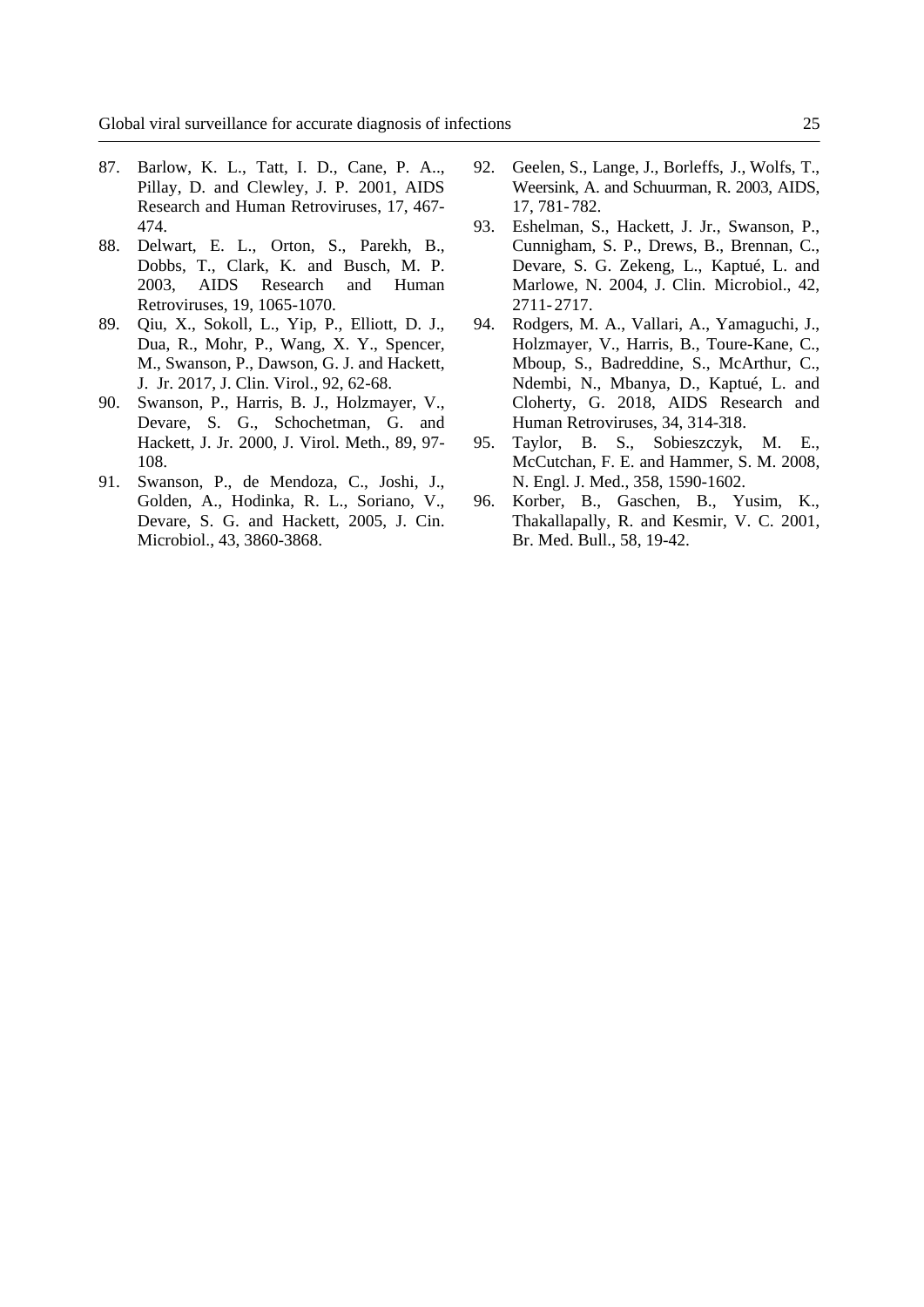87. Barlow, K. L., Tatt, I. D., Cane, P. A.., Pillay, D. and Clewley, J. P. 2001, AIDS Research and Human Retroviruses, 17, 467-474.
88. Delwart, E. L., Orton, S., Parekh, B., Dobbs, T., Clark, K. and Busch, M. P. 2003, AIDS Research and Human Retroviruses, 19, 1065-1070.
89. Qiu, X., Sokoll, L., Yip, P., Elliott, D. J., Dua, R., Mohr, P., Wang, X. Y., Spencer, M., Swanson, P., Dawson, G. J. and Hackett, J. Jr. 2017, J. Clin. Virol., 92, 62-68.
90. Swanson, P., Harris, B. J., Holzmayer, V., Devare, S. G., Schochetman, G. and Hackett, J. Jr. 2000, J. Virol. Meth., 89, 97-108.
91. Swanson, P., de Mendoza, C., Joshi, J., Golden, A., Hodinka, R. L., Soriano, V., Devare, S. G. and Hackett, 2005, J. Cin. Microbiol., 43, 3860-3868.
92. Geelen, S., Lange, J., Borleffs, J., Wolfs, T., Weersink, A. and Schuurman, R. 2003, AIDS, 17, 781-782.
93. Eshelman, S., Hackett, J. Jr., Swanson, P., Cunnigham, S. P., Drews, B., Brennan, C., Devare, S. G. Zekeng, L., Kaptué, L. and Marlowe, N. 2004, J. Clin. Microbiol., 42, 2711-2717.
94. Rodgers, M. A., Vallari, A., Yamaguchi, J., Holzmayer, V., Harris, B., Toure-Kane, C., Mboup, S., Badreddine, S., McArthur, C., Ndembi, N., Mbanya, D., Kaptué, L. and Cloherty, G. 2018, AIDS Research and Human Retroviruses, 34, 314-318.
95. Taylor, B. S., Sobieszczyk, M. E., McCutchan, F. E. and Hammer, S. M. 2008, N. Engl. J. Med., 358, 1590-1602.
96. Korber, B., Gaschen, B., Yusim, K., Thakallapally, R. and Kesmir, V. C. 2001, Br. Med. Bull., 58, 19-42.